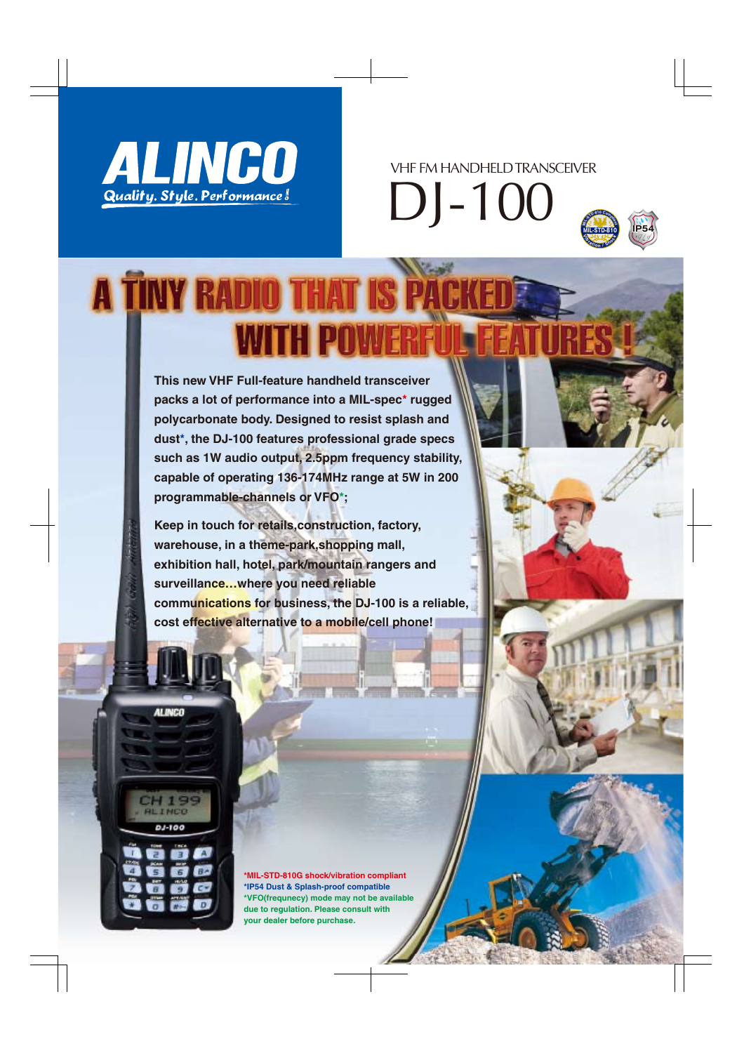# ALINCO

Quality. Style. Performance!

VHF FM HANDHELD TRANSCEIVER

# DJ-100

## A TINY RADIO THAT IS PACKED WITH POWERFUL FEATURES !

**This new VHF Full-feature handheld transceiver packs a lot of performance into a MIL-spec* rugged polycarbonate body. Designed to resist splash and dust*, the DJ-100 features professional grade specs such as 1W audio output, 2.5ppm frequency stability, capable of operating 136-174MHz range at 5W in 200 programmable-channels or VFO*;**

**Keep in touch for retails,construction, factory, warehouse, in a theme-park,shopping mall, exhibition hall, hotel, park/mountain rangers and surveillance…where you need reliable communications for business, the DJ-100 is a reliable, cost effective alternative to a mobile/cell phone!**

*MIL-STD-810G shock/vibration compliant
*IP54 Dust & Splash-proof compatible
*VFO(frequncy) mode may not be available due to regulation. Please consult with your dealer before purchase.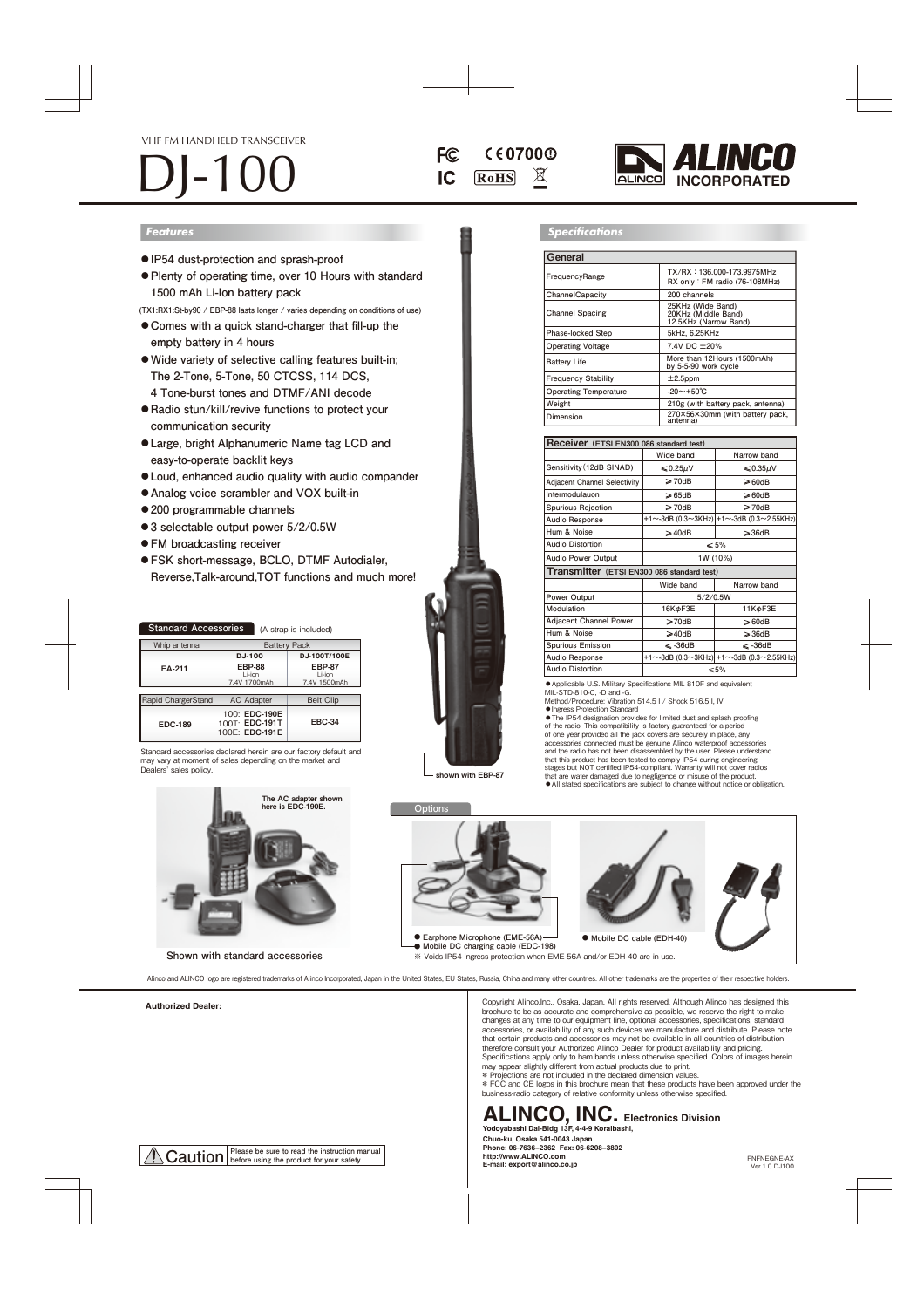VHF FM HANDHELD TRANSCEIVER

# DJ-100

FC CE0700ⓘ
IC RoHS

ALINCO INCORPORATED

## Features

- IP54 dust-protection and sprash-proof
- Plenty of operating time, over 10 Hours with standard 1500 mAh Li-Ion battery pack

(TX1:RX1:St-by90 / EBP-88 lasts longer / varies depending on conditions of use)

- Comes with a quick stand-charger that fill-up the empty battery in 4 hours
- Wide variety of selective calling features built-in; The 2-Tone, 5-Tone, 50 CTCSS, 114 DCS, 4 Tone-burst tones and DTMF/ANI decode
- Radio stun/kill/revive functions to protect your communication security
- Large, bright Alphanumeric Name tag LCD and easy-to-operate backlit keys
- Loud, enhanced audio quality with audio compander
- Analog voice scrambler and VOX built-in
- 200 programmable channels
- 3 selectable output power 5/2/0.5W
- FM broadcasting receiver
- FSK short-message, BCLO, DTMF Autodialer, Reverse,Talk-around,TOT functions and much more!

### Standard Accessories (A strap is included)

| Whip antenna | Battery Pack | |
|---|---|---|
| | DJ-100 | DJ-100T/100E |
| EA-211 | EBP-88 Li-ion 7.4V 1700mAh | EBP-87 Li-ion 7.4V 1500mAh |

| Rapid ChargerStand | AC Adapter | Belt Clip |
|---|---|---|
| EDC-189 | 100: EDC-190E 100T: EDC-191T 100E: EDC-191E | EBC-34 |

Standard accessories declared herein are our factory default and may vary at moment of sales depending on the market and Dealers' sales policy.

The AC adapter shown here is EDC-190E.

Shown with standard accessories

shown with EBP-87

## Specifications

| General | |
|---|---|
| FrequencyRange | TX/RX：136.000-173.9975MHz RX only：FM radio (76-108MHz) |
| ChannelCapacity | 200 channels |
| Channel Spacing | 25KHz (Wide Band) 20KHz (Middle Band) 12.5KHz (Narrow Band) |
| Phase-locked Step | 5kHz, 6.25KHz |
| Operating Voltage | 7.4V DC ±20% |
| Battery Life | More than 12Hours (1500mAh) by 5-5-90 work cycle |
| Frequency Stability | ±2.5ppm |
| Operating Temperature | -20～+50℃ |
| Weight | 210g (with battery pack, antenna) |
| Dimension | 270×56×30mm (with battery pack, antenna) |

| Receiver (ETSI EN300 086 standard test) | | |
|---|---|---|
| | Wide band | Narrow band |
| Sensitivity(12dB SINAD) | ≤0.25μV | ≤0.35μV |
| Adjacent Channel Selectivity | ≥70dB | ≥60dB |
| Intermodulaion | ≥65dB | ≥60dB |
| Spurious Rejection | ≥70dB | ≥70dB |
| Audio Response | +1～-3dB (0.3～3KHz) | +1～-3dB (0.3～2.55KHz) |
| Hum & Noise | ≥40dB | ≥36dB |
| Audio Distortion | ≤5% | |
| Audio Power Output | 1W (10%) | |
| **Transmitter (ETSI EN300 086 standard test)** | | |
| | Wide band | Narrow band |
| Power Output | 5/2/0.5W | |
| Modulation | 16KφF3E | 11KφF3E |
| Adjacent Channel Power | ≥70dB | ≥60dB |
| Hum & Noise | ≥40dB | ≥36dB |
| Spurious Emission | ≤-36dB | ≤-36dB |
| Audio Response | +1～-3dB (0.3～3KHz) | +1～-3dB (0.3～2.55KHz) |
| Audio Distortion | ≤5% | |

- Applicable U.S. Military Specifications MIL 810F and equivalent MIL-STD-810-C, -D and -G.
Method/Procedure: Vibration 514.5 I / Shock 516.5 I, IV
- Ingress Protection Standard
- The IP54 designation provides for limited dust and splash proofing of the radio. This compatibility is factory guaranteed for a period of one year provided all the jack covers are securely in place, any accessories connected must be genuine Alinco waterproof accessories and the radio has not been disassembled by the user. Please understand that this product has been tested to comply IP54 during engineering stages but NOT certified IP54-compliant. Warranty will not cover radios that are water damaged due to negligence or misuse of the product.
- All stated specifications are subject to change without notice or obligation.

### Options

- Earphone Microphone (EME-56A)
- Mobile DC charging cable (EDC-198)
- Mobile DC cable (EDH-40)

※ Voids IP54 ingress protection when EME-56A and/or EDH-40 are in use.

Alinco and ALINCO logo are registered trademarks of Alinco Incorporated, Japan in the United States, EU States, Russia, China and many other countries. All other trademarks are the properties of their respective holders.

**Authorized Dealer:**

Copyright Alinco,Inc., Osaka, Japan. All rights reserved. Although Alinco has designed this brochure to be as accurate and comprehensive as possible, we reserve the right to make changes at any time to our equipment line, optional accessories, specifications, standard accessories, or availability of any such devices we manufacture and distribute. Please note that certain products and accessories may not be available in all countries of distribution therefore consult your Authorized Alinco Dealer for product availability and pricing. Specifications apply only to ham bands unless otherwise specified. Colors of images herein may appear slightly different from actual products due to print.
\* Projections are not included in the declared dimension values.
\* FCC and CE logos in this brochure mean that these products have been approved under the business-radio category of relative conformity unless otherwise specified.

**ALINCO, INC.** Electronics Division
**Yodoyabashi Dai-Bldg 13F, 4-4-9 Koraibashi,**
**Chuo-ku, Osaka 541-0043 Japan**
**Phone: 06-7636–2362 Fax: 06-6208–3802**
**http://www.ALINCO.com**
**E-mail: export@alinco.co.jp**

FNFNEGNE-AX
Ver.1.0 DJ100

⚠Caution Please be sure to read the instruction manual before using the product for your safety.